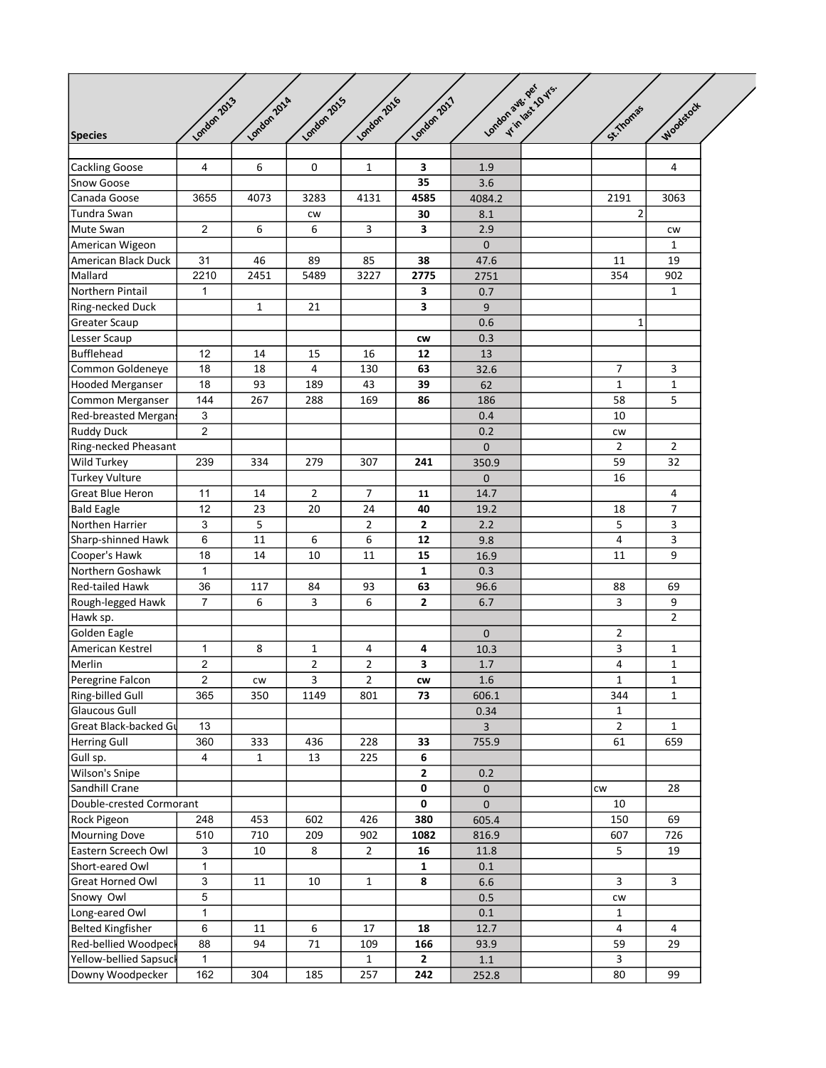| Species | London 2013 | London 2014 | London 2015 | London 2016 | London 2017 | London avg. per yr in last 10 yrs. | | St.Thomas | Woodstock |
|---|---|---|---|---|---|---|---|---|---|
| | | | | | | | | | |
| Cackling Goose | 4 | 6 | 0 | 1 | **3** | 1.9 | | | 4 |
| Snow Goose | | | | | **35** | 3.6 | | | |
| Canada Goose | 3655 | 4073 | 3283 | 4131 | **4585** | 4084.2 | | 2191 | 3063 |
| Tundra Swan | | | cw | | **30** | 8.1 | | 2 | |
| Mute Swan | 2 | 6 | 6 | 3 | **3** | 2.9 | | | cw |
| American Wigeon | | | | | | 0 | | | 1 |
| American Black Duck | 31 | 46 | 89 | 85 | **38** | 47.6 | | 11 | 19 |
| Mallard | 2210 | 2451 | 5489 | 3227 | **2775** | 2751 | | 354 | 902 |
| Northern Pintail | 1 | | | | **3** | 0.7 | | | 1 |
| Ring-necked Duck | | 1 | 21 | | **3** | 9 | | | |
| Greater Scaup | | | | | | 0.6 | | 1 | |
| Lesser Scaup | | | | | **cw** | 0.3 | | | |
| Bufflehead | 12 | 14 | 15 | 16 | **12** | 13 | | | |
| Common Goldeneye | 18 | 18 | 4 | 130 | **63** | 32.6 | | 7 | 3 |
| Hooded Merganser | 18 | 93 | 189 | 43 | **39** | 62 | | 1 | 1 |
| Common Merganser | 144 | 267 | 288 | 169 | **86** | 186 | | 58 | 5 |
| Red-breasted Mergans | 3 | | | | | 0.4 | | 10 | |
| Ruddy Duck | 2 | | | | | 0.2 | | cw | |
| Ring-necked Pheasant | | | | | | 0 | | 2 | 2 |
| Wild Turkey | 239 | 334 | 279 | 307 | **241** | 350.9 | | 59 | 32 |
| Turkey Vulture | | | | | | 0 | | 16 | |
| Great Blue Heron | 11 | 14 | 2 | 7 | **11** | 14.7 | | | 4 |
| Bald Eagle | 12 | 23 | 20 | 24 | **40** | 19.2 | | 18 | 7 |
| Northen Harrier | 3 | 5 | | 2 | **2** | 2.2 | | 5 | 3 |
| Sharp-shinned Hawk | 6 | 11 | 6 | 6 | **12** | 9.8 | | 4 | 3 |
| Cooper's Hawk | 18 | 14 | 10 | 11 | **15** | 16.9 | | 11 | 9 |
| Northern Goshawk | 1 | | | | **1** | 0.3 | | | |
| Red-tailed Hawk | 36 | 117 | 84 | 93 | **63** | 96.6 | | 88 | 69 |
| Rough-legged Hawk | 7 | 6 | 3 | 6 | **2** | 6.7 | | 3 | 9 |
| Hawk sp. | | | | | | | | | 2 |
| Golden Eagle | | | | | | 0 | | 2 | |
| American Kestrel | 1 | 8 | 1 | 4 | **4** | 10.3 | | 3 | 1 |
| Merlin | 2 | | 2 | 2 | **3** | 1.7 | | 4 | 1 |
| Peregrine Falcon | 2 | cw | 3 | 2 | **cw** | 1.6 | | 1 | 1 |
| Ring-billed Gull | 365 | 350 | 1149 | 801 | **73** | 606.1 | | 344 | 1 |
| Glaucous Gull | | | | | | 0.34 | | 1 | |
| Great Black-backed Gu | 13 | | | | | 3 | | 2 | 1 |
| Herring Gull | 360 | 333 | 436 | 228 | **33** | 755.9 | | 61 | 659 |
| Gull sp. | 4 | 1 | 13 | 225 | **6** | | | | |
| Wilson's Snipe | | | | | **2** | 0.2 | | | |
| Sandhill Crane | | | | | **0** | 0 | | cw | 28 |
| Double-crested Cormorant | | | | | **0** | 0 | | 10 | |
| Rock Pigeon | 248 | 453 | 602 | 426 | **380** | 605.4 | | 150 | 69 |
| Mourning Dove | 510 | 710 | 209 | 902 | **1082** | 816.9 | | 607 | 726 |
| Eastern Screech Owl | 3 | 10 | 8 | 2 | **16** | 11.8 | | 5 | 19 |
| Short-eared Owl | 1 | | | | **1** | 0.1 | | | |
| Great Horned Owl | 3 | 11 | 10 | 1 | **8** | 6.6 | | 3 | 3 |
| Snowy Owl | 5 | | | | | 0.5 | | cw | |
| Long-eared Owl | 1 | | | | | 0.1 | | 1 | |
| Belted Kingfisher | 6 | 11 | 6 | 17 | **18** | 12.7 | | 4 | 4 |
| Red-bellied Woodpeck | 88 | 94 | 71 | 109 | **166** | 93.9 | | 59 | 29 |
| Yellow-bellied Sapsuck | 1 | | | 1 | **2** | 1.1 | | 3 | |
| Downy Woodpecker | 162 | 304 | 185 | 257 | **242** | 252.8 | | 80 | 99 |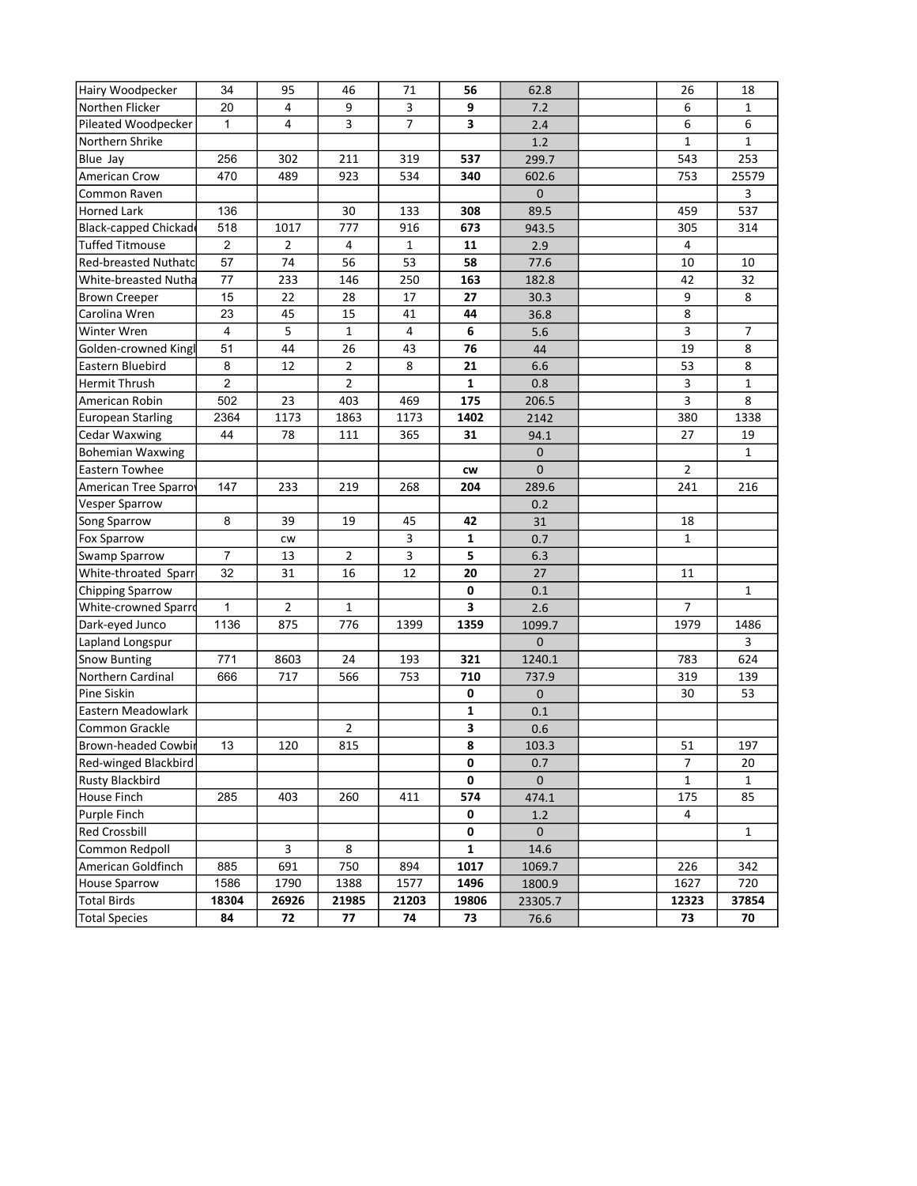| | | | | | | | | | |
|---|---|---|---|---|---|---|---|---|---|
| Hairy Woodpecker | 34 | 95 | 46 | 71 | **56** | 62.8 | | 26 | 18 |
| Northen Flicker | 20 | 4 | 9 | 3 | **9** | 7.2 | | 6 | 1 |
| Pileated Woodpecker | 1 | 4 | 3 | 7 | **3** | 2.4 | | 6 | 6 |
| Northern Shrike | | | | | | 1.2 | | 1 | 1 |
| Blue Jay | 256 | 302 | 211 | 319 | **537** | 299.7 | | 543 | 253 |
| American Crow | 470 | 489 | 923 | 534 | **340** | 602.6 | | 753 | 25579 |
| Common Raven | | | | | | 0 | | | 3 |
| Horned Lark | 136 | | 30 | 133 | **308** | 89.5 | | 459 | 537 |
| Black-capped Chickad | 518 | 1017 | 777 | 916 | **673** | 943.5 | | 305 | 314 |
| Tuffed Titmouse | 2 | 2 | 4 | 1 | **11** | 2.9 | | 4 | |
| Red-breasted Nuthatc | 57 | 74 | 56 | 53 | **58** | 77.6 | | 10 | 10 |
| White-breasted Nutha | 77 | 233 | 146 | 250 | **163** | 182.8 | | 42 | 32 |
| Brown Creeper | 15 | 22 | 28 | 17 | **27** | 30.3 | | 9 | 8 |
| Carolina Wren | 23 | 45 | 15 | 41 | **44** | 36.8 | | 8 | |
| Winter Wren | 4 | 5 | 1 | 4 | **6** | 5.6 | | 3 | 7 |
| Golden-crowned Kingl | 51 | 44 | 26 | 43 | **76** | 44 | | 19 | 8 |
| Eastern Bluebird | 8 | 12 | 2 | 8 | **21** | 6.6 | | 53 | 8 |
| Hermit Thrush | 2 | | 2 | | **1** | 0.8 | | 3 | 1 |
| American Robin | 502 | 23 | 403 | 469 | **175** | 206.5 | | 3 | 8 |
| European Starling | 2364 | 1173 | 1863 | 1173 | **1402** | 2142 | | 380 | 1338 |
| Cedar Waxwing | 44 | 78 | 111 | 365 | **31** | 94.1 | | 27 | 19 |
| Bohemian Waxwing | | | | | | 0 | | | 1 |
| Eastern Towhee | | | | | **cw** | 0 | | 2 | |
| American Tree Sparro | 147 | 233 | 219 | 268 | **204** | 289.6 | | 241 | 216 |
| Vesper Sparrow | | | | | | 0.2 | | | |
| Song Sparrow | 8 | 39 | 19 | 45 | **42** | 31 | | 18 | |
| Fox Sparrow | | cw | | 3 | **1** | 0.7 | | 1 | |
| Swamp Sparrow | 7 | 13 | 2 | 3 | **5** | 6.3 | | | |
| White-throated Sparr | 32 | 31 | 16 | 12 | **20** | 27 | | 11 | |
| Chipping Sparrow | | | | | **0** | 0.1 | | | 1 |
| White-crowned Sparro | 1 | 2 | 1 | | **3** | 2.6 | | 7 | |
| Dark-eyed Junco | 1136 | 875 | 776 | 1399 | **1359** | 1099.7 | | 1979 | 1486 |
| Lapland Longspur | | | | | | 0 | | | 3 |
| Snow Bunting | 771 | 8603 | 24 | 193 | **321** | 1240.1 | | 783 | 624 |
| Northern Cardinal | 666 | 717 | 566 | 753 | **710** | 737.9 | | 319 | 139 |
| Pine Siskin | | | | | **0** | 0 | | 30 | 53 |
| Eastern Meadowlark | | | | | **1** | 0.1 | | | |
| Common Grackle | | | 2 | | **3** | 0.6 | | | |
| Brown-headed Cowbir | 13 | 120 | 815 | | **8** | 103.3 | | 51 | 197 |
| Red-winged Blackbird | | | | | **0** | 0.7 | | 7 | 20 |
| Rusty Blackbird | | | | | **0** | 0 | | 1 | 1 |
| House Finch | 285 | 403 | 260 | 411 | **574** | 474.1 | | 175 | 85 |
| Purple Finch | | | | | **0** | 1.2 | | 4 | |
| Red Crossbill | | | | | **0** | 0 | | | 1 |
| Common Redpoll | | 3 | 8 | | **1** | 14.6 | | | |
| American Goldfinch | 885 | 691 | 750 | 894 | **1017** | 1069.7 | | 226 | 342 |
| House Sparrow | 1586 | 1790 | 1388 | 1577 | **1496** | 1800.9 | | 1627 | 720 |
| Total Birds | **18304** | **26926** | **21985** | **21203** | **19806** | 23305.7 | | **12323** | **37854** |
| Total Species | **84** | **72** | **77** | **74** | **73** | 76.6 | | **73** | **70** |